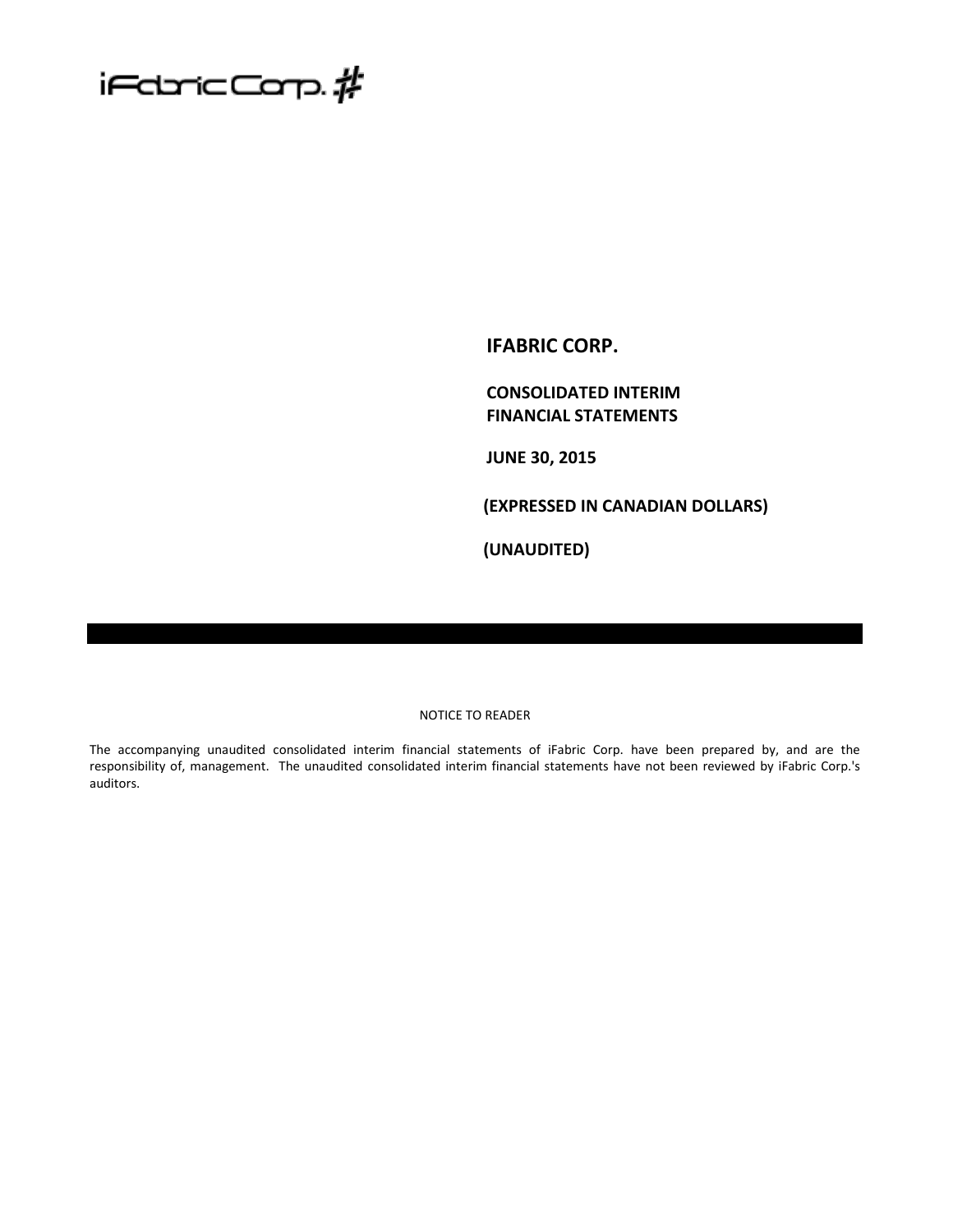iFabric Corp.

# IFABRIC CORP.

## CONSOLIDATED INTERIM FINANCIAL STATEMENTS

**JUNE 30, 2015**

**(EXPRESSED IN CANADIAN DOLLARS)**

**(UNAUDITED)**

NOTICE TO READER

The accompanying unaudited consolidated interim financial statements of iFabric Corp. have been prepared by, and are the responsibility of, management. The unaudited consolidated interim financial statements have not been reviewed by iFabric Corp.'s auditors.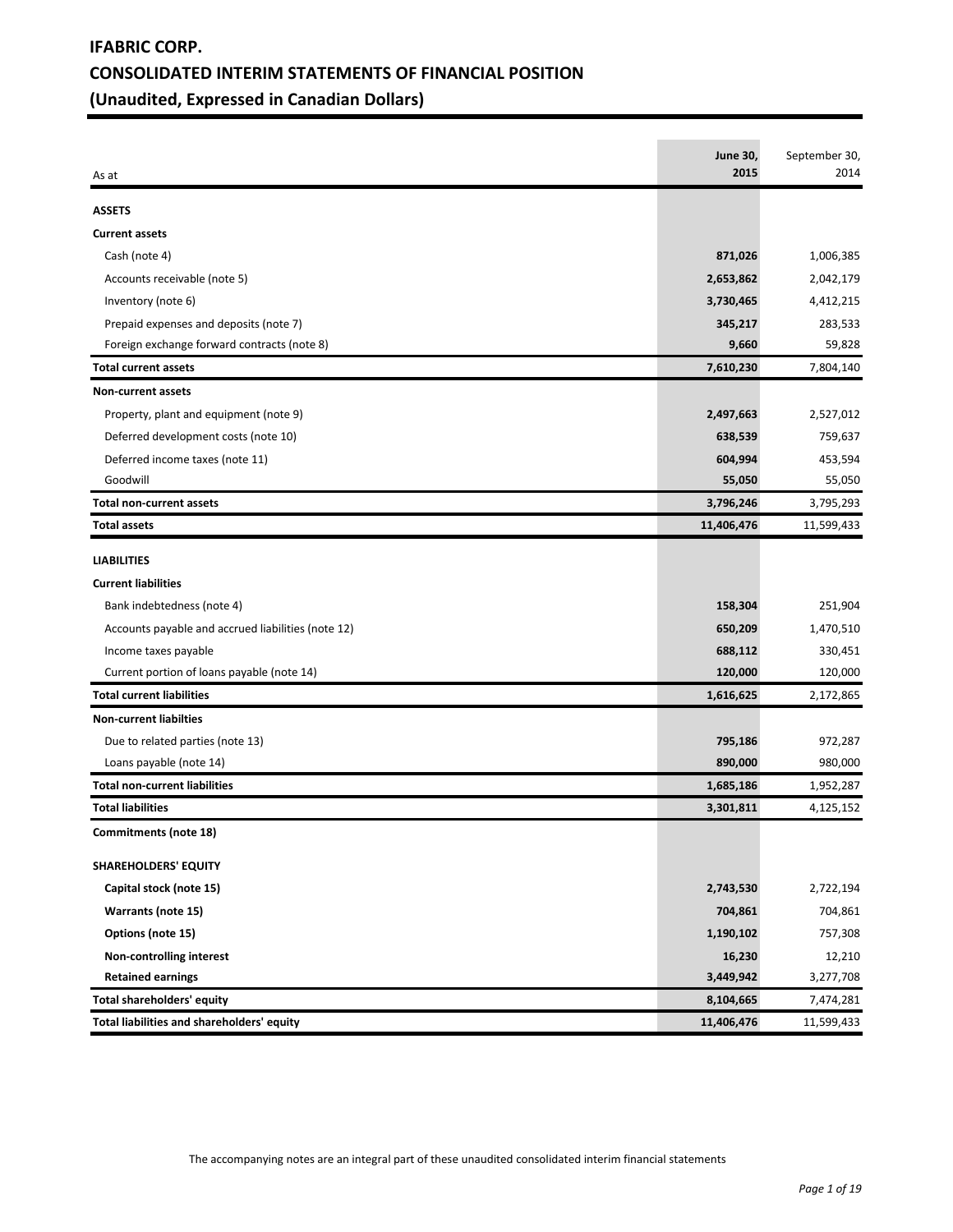# IFABRIC CORP.

# CONSOLIDATED INTERIM STATEMENTS OF FINANCIAL POSITION

# (Unaudited, Expressed in Canadian Dollars)

| As at | June 30, 2015 | September 30, 2014 |
|---|---|---|
| **ASSETS** | | |
| **Current assets** | | |
| Cash (note 4) | **871,026** | 1,006,385 |
| Accounts receivable (note 5) | **2,653,862** | 2,042,179 |
| Inventory (note 6) | **3,730,465** | 4,412,215 |
| Prepaid expenses and deposits (note 7) | **345,217** | 283,533 |
| Foreign exchange forward contracts (note 8) | **9,660** | 59,828 |
| **Total current assets** | **7,610,230** | 7,804,140 |
| **Non-current assets** | | |
| Property, plant and equipment (note 9) | **2,497,663** | 2,527,012 |
| Deferred development costs (note 10) | **638,539** | 759,637 |
| Deferred income taxes (note 11) | **604,994** | 453,594 |
| Goodwill | **55,050** | 55,050 |
| **Total non-current assets** | **3,796,246** | 3,795,293 |
| **Total assets** | **11,406,476** | 11,599,433 |
| **LIABILITIES** | | |
| **Current liabilities** | | |
| Bank indebtedness (note 4) | **158,304** | 251,904 |
| Accounts payable and accrued liabilities (note 12) | **650,209** | 1,470,510 |
| Income taxes payable | **688,112** | 330,451 |
| Current portion of loans payable (note 14) | **120,000** | 120,000 |
| **Total current liabilities** | **1,616,625** | 2,172,865 |
| **Non-current liabilties** | | |
| Due to related parties (note 13) | **795,186** | 972,287 |
| Loans payable (note 14) | **890,000** | 980,000 |
| **Total non-current liabilities** | **1,685,186** | 1,952,287 |
| **Total liabilities** | **3,301,811** | 4,125,152 |
| **Commitments (note 18)** | | |
| **SHAREHOLDERS' EQUITY** | | |
| **Capital stock (note 15)** | **2,743,530** | 2,722,194 |
| **Warrants (note 15)** | **704,861** | 704,861 |
| **Options (note 15)** | **1,190,102** | 757,308 |
| **Non-controlling interest** | **16,230** | 12,210 |
| **Retained earnings** | **3,449,942** | 3,277,708 |
| **Total shareholders' equity** | **8,104,665** | 7,474,281 |
| **Total liabilities and shareholders' equity** | **11,406,476** | 11,599,433 |

The accompanying notes are an integral part of these unaudited consolidated interim financial statements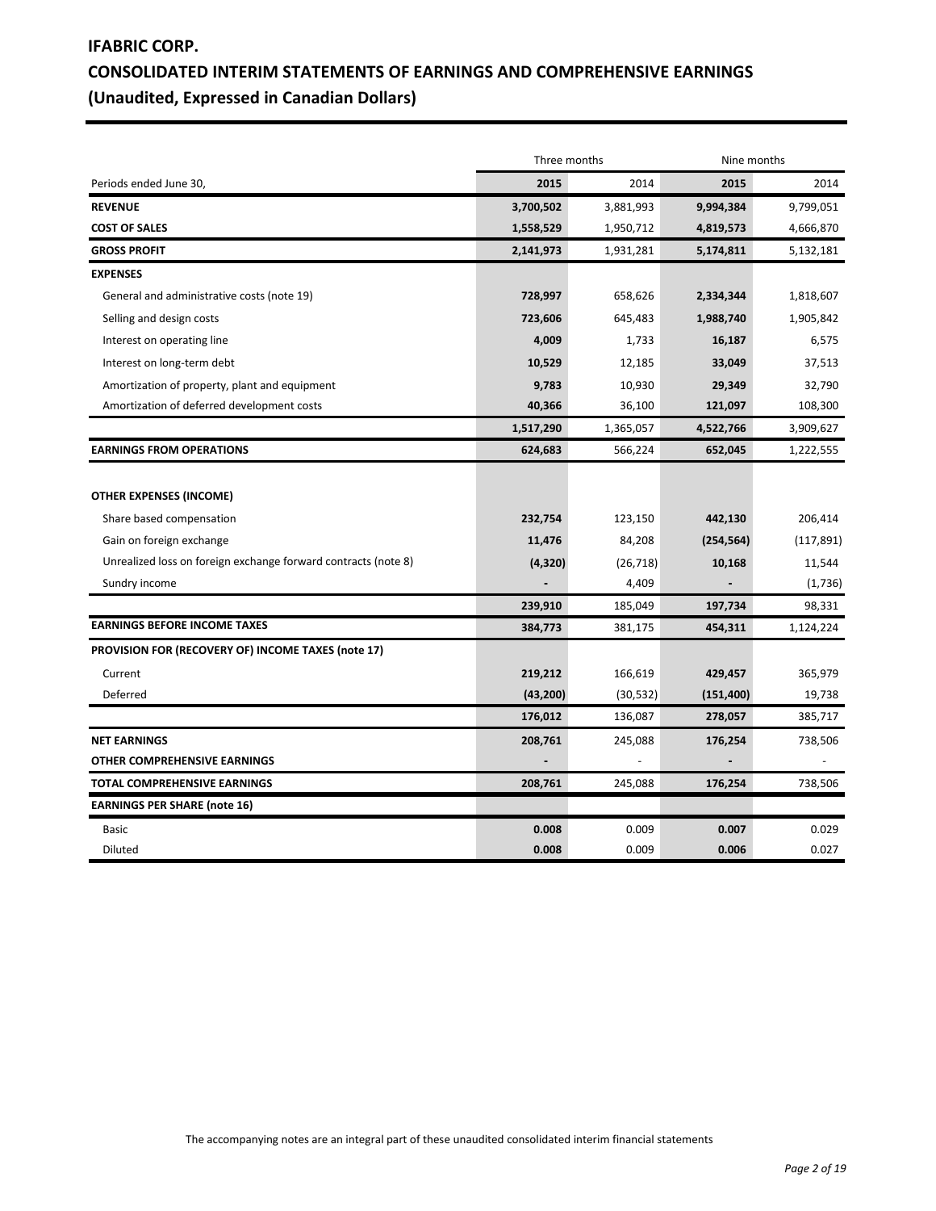# IFABRIC CORP.

# CONSOLIDATED INTERIM STATEMENTS OF EARNINGS AND COMPREHENSIVE EARNINGS

# (Unaudited, Expressed in Canadian Dollars)

| | Three months | | Nine months | |
|---|---|---|---|---|
| Periods ended June 30, | **2015** | 2014 | **2015** | 2014 |
| **REVENUE** | **3,700,502** | 3,881,993 | **9,994,384** | 9,799,051 |
| **COST OF SALES** | **1,558,529** | 1,950,712 | **4,819,573** | 4,666,870 |
| **GROSS PROFIT** | **2,141,973** | 1,931,281 | **5,174,811** | 5,132,181 |
| **EXPENSES** | | | | |
| General and administrative costs (note 19) | **728,997** | 658,626 | **2,334,344** | 1,818,607 |
| Selling and design costs | **723,606** | 645,483 | **1,988,740** | 1,905,842 |
| Interest on operating line | **4,009** | 1,733 | **16,187** | 6,575 |
| Interest on long-term debt | **10,529** | 12,185 | **33,049** | 37,513 |
| Amortization of property, plant and equipment | **9,783** | 10,930 | **29,349** | 32,790 |
| Amortization of deferred development costs | **40,366** | 36,100 | **121,097** | 108,300 |
| | **1,517,290** | 1,365,057 | **4,522,766** | 3,909,627 |
| **EARNINGS FROM OPERATIONS** | **624,683** | 566,224 | **652,045** | 1,222,555 |
| **OTHER EXPENSES (INCOME)** | | | | |
| Share based compensation | **232,754** | 123,150 | **442,130** | 206,414 |
| Gain on foreign exchange | **11,476** | 84,208 | **(254,564)** | (117,891) |
| Unrealized loss on foreign exchange forward contracts (note 8) | **(4,320)** | (26,718) | **10,168** | 11,544 |
| Sundry income | **-** | 4,409 | **-** | (1,736) |
| | **239,910** | 185,049 | **197,734** | 98,331 |
| **EARNINGS BEFORE INCOME TAXES** | **384,773** | 381,175 | **454,311** | 1,124,224 |
| **PROVISION FOR (RECOVERY OF) INCOME TAXES (note 17)** | | | | |
| Current | **219,212** | 166,619 | **429,457** | 365,979 |
| Deferred | **(43,200)** | (30,532) | **(151,400)** | 19,738 |
| | **176,012** | 136,087 | **278,057** | 385,717 |
| **NET EARNINGS** | **208,761** | 245,088 | **176,254** | 738,506 |
| **OTHER COMPREHENSIVE EARNINGS** | **-** | - | **-** | - |
| **TOTAL COMPREHENSIVE EARNINGS** | **208,761** | 245,088 | **176,254** | 738,506 |
| **EARNINGS PER SHARE (note 16)** | | | | |
| Basic | **0.008** | 0.009 | **0.007** | 0.029 |
| Diluted | **0.008** | 0.009 | **0.006** | 0.027 |

The accompanying notes are an integral part of these unaudited consolidated interim financial statements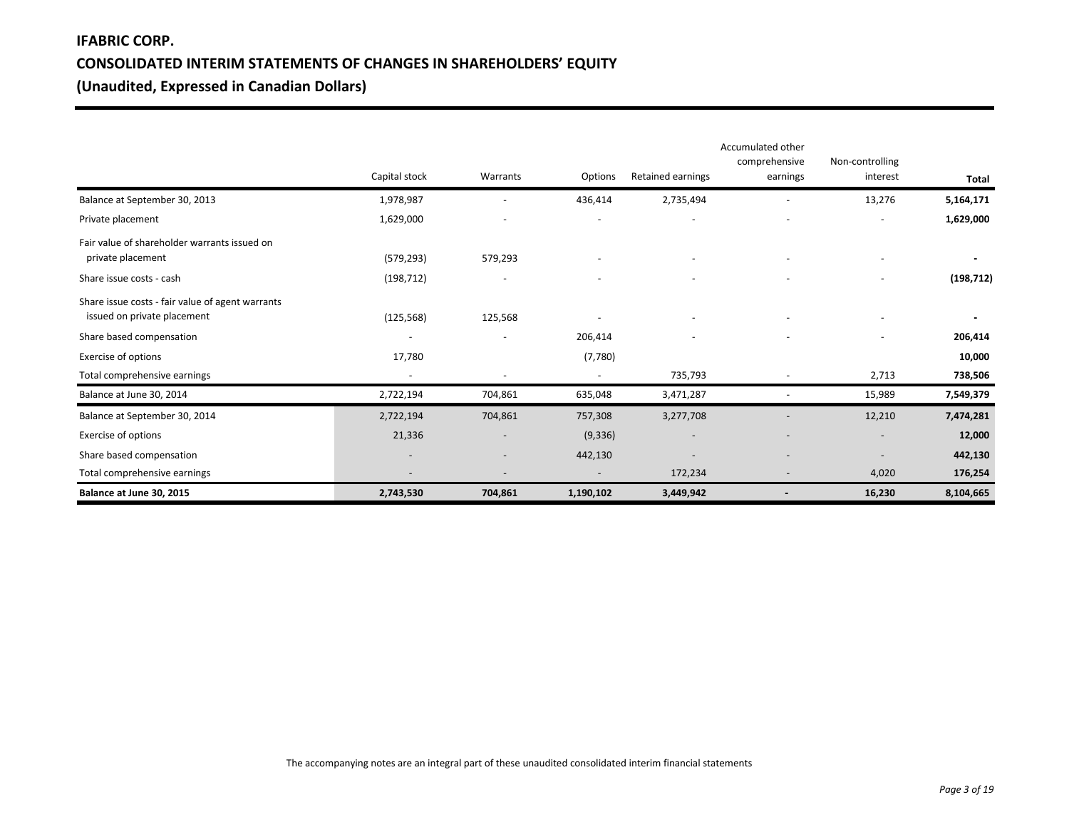# IFABRIC CORP.

## CONSOLIDATED INTERIM STATEMENTS OF CHANGES IN SHAREHOLDERS' EQUITY

## (Unaudited, Expressed in Canadian Dollars)

| | Capital stock | Warrants | Options | Retained earnings | Accumulated other comprehensive earnings | Non-controlling interest | **Total** |
|---|---|---|---|---|---|---|---|
| Balance at September 30, 2013 | 1,978,987 | - | 436,414 | 2,735,494 | - | 13,276 | **5,164,171** |
| Private placement | 1,629,000 | - | - | - | - | - | **1,629,000** |
| Fair value of shareholder warrants issued on private placement | (579,293) | 579,293 | - | - | - | - | **-** |
| Share issue costs - cash | (198,712) | - | - | - | - | - | **(198,712)** |
| Share issue costs - fair value of agent warrants issued on private placement | (125,568) | 125,568 | - | - | - | - | **-** |
| Share based compensation | - | - | 206,414 | - | - | - | **206,414** |
| Exercise of options | 17,780 | | (7,780) | | | | **10,000** |
| Total comprehensive earnings | - | - | - | 735,793 | - | 2,713 | **738,506** |
| Balance at June 30, 2014 | 2,722,194 | 704,861 | 635,048 | 3,471,287 | - | 15,989 | **7,549,379** |
| Balance at September 30, 2014 | 2,722,194 | 704,861 | 757,308 | 3,277,708 | - | 12,210 | **7,474,281** |
| Exercise of options | 21,336 | - | (9,336) | - | - | - | **12,000** |
| Share based compensation | - | - | 442,130 | - | - | - | **442,130** |
| Total comprehensive earnings | - | - | - | 172,234 | - | 4,020 | **176,254** |
| **Balance at June 30, 2015** | **2,743,530** | **704,861** | **1,190,102** | **3,449,942** | **-** | **16,230** | **8,104,665** |

The accompanying notes are an integral part of these unaudited consolidated interim financial statements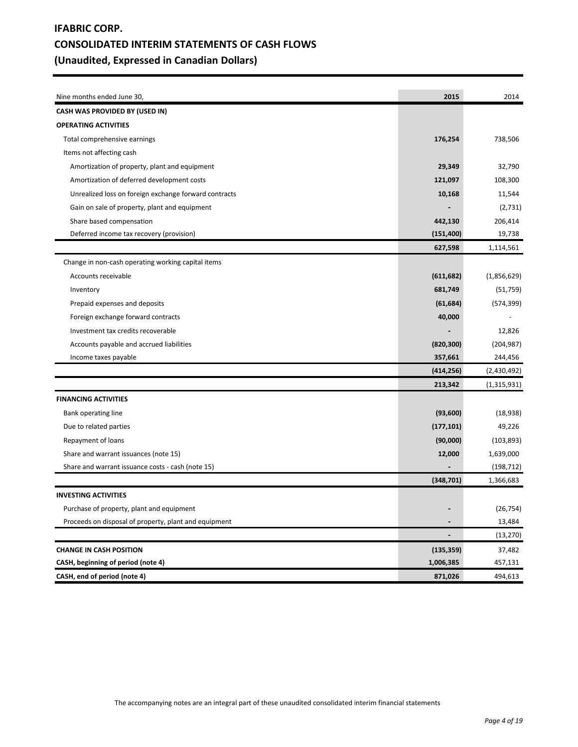# IFABRIC CORP.
# CONSOLIDATED INTERIM STATEMENTS OF CASH FLOWS
# (Unaudited, Expressed in Canadian Dollars)

| Nine months ended June 30, | **2015** | 2014 |
|---|---|---|
| **CASH WAS PROVIDED BY (USED IN)** | | |
| **OPERATING ACTIVITIES** | | |
| Total comprehensive earnings | **176,254** | 738,506 |
| Items not affecting cash | | |
| Amortization of property, plant and equipment | **29,349** | 32,790 |
| Amortization of deferred development costs | **121,097** | 108,300 |
| Unrealized loss on foreign exchange forward contracts | **10,168** | 11,544 |
| Gain on sale of property, plant and equipment | **-** | (2,731) |
| Share based compensation | **442,130** | 206,414 |
| Deferred income tax recovery (provision) | **(151,400)** | 19,738 |
| | **627,598** | 1,114,561 |
| Change in non-cash operating working capital items | | |
| Accounts receivable | **(611,682)** | (1,856,629) |
| Inventory | **681,749** | (51,759) |
| Prepaid expenses and deposits | **(61,684)** | (574,399) |
| Foreign exchange forward contracts | **40,000** | - |
| Investment tax credits recoverable | **-** | 12,826 |
| Accounts payable and accrued liabilities | **(820,300)** | (204,987) |
| Income taxes payable | **357,661** | 244,456 |
| | **(414,256)** | (2,430,492) |
| | **213,342** | (1,315,931) |
| **FINANCING ACTIVITIES** | | |
| Bank operating line | **(93,600)** | (18,938) |
| Due to related parties | **(177,101)** | 49,226 |
| Repayment of loans | **(90,000)** | (103,893) |
| Share and warrant issuances (note 15) | **12,000** | 1,639,000 |
| Share and warrant issuance costs - cash (note 15) | **-** | (198,712) |
| | **(348,701)** | 1,366,683 |
| **INVESTING ACTIVITIES** | | |
| Purchase of property, plant and equipment | **-** | (26,754) |
| Proceeds on disposal of property, plant and equipment | **-** | 13,484 |
| | **-** | (13,270) |
| **CHANGE IN CASH POSITION** | **(135,359)** | 37,482 |
| **CASH, beginning of period (note 4)** | **1,006,385** | 457,131 |
| **CASH, end of period (note 4)** | **871,026** | 494,613 |

The accompanying notes are an integral part of these unaudited consolidated interim financial statements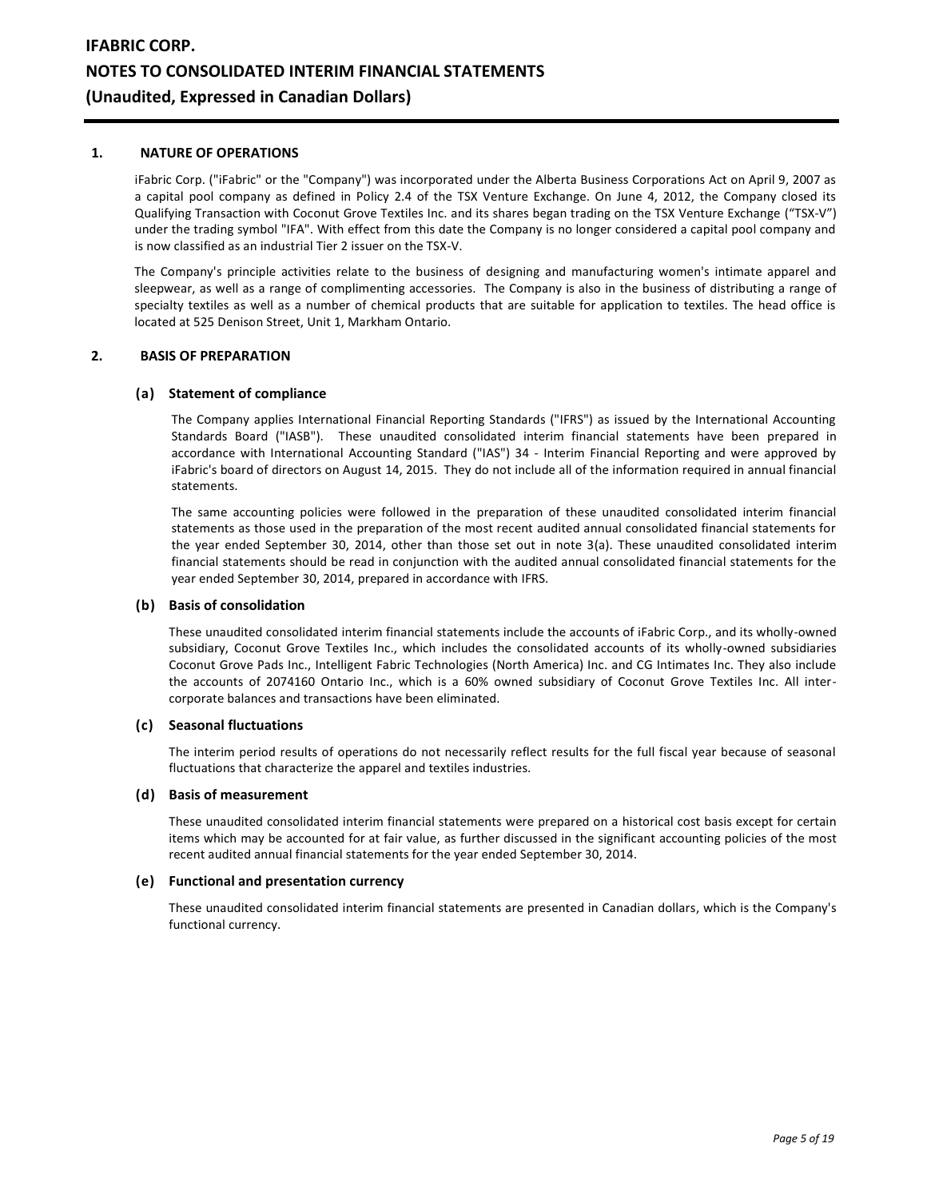## 1. NATURE OF OPERATIONS

iFabric Corp. ("iFabric" or the "Company") was incorporated under the Alberta Business Corporations Act on April 9, 2007 as a capital pool company as defined in Policy 2.4 of the TSX Venture Exchange. On June 4, 2012, the Company closed its Qualifying Transaction with Coconut Grove Textiles Inc. and its shares began trading on the TSX Venture Exchange ("TSX-V") under the trading symbol "IFA". With effect from this date the Company is no longer considered a capital pool company and is now classified as an industrial Tier 2 issuer on the TSX-V.

The Company's principle activities relate to the business of designing and manufacturing women's intimate apparel and sleepwear, as well as a range of complimenting accessories. The Company is also in the business of distributing a range of specialty textiles as well as a number of chemical products that are suitable for application to textiles. The head office is located at 525 Denison Street, Unit 1, Markham Ontario.

## 2. BASIS OF PREPARATION

### (a) Statement of compliance

The Company applies International Financial Reporting Standards ("IFRS") as issued by the International Accounting Standards Board ("IASB"). These unaudited consolidated interim financial statements have been prepared in accordance with International Accounting Standard ("IAS") 34 - Interim Financial Reporting and were approved by iFabric's board of directors on August 14, 2015. They do not include all of the information required in annual financial statements.

The same accounting policies were followed in the preparation of these unaudited consolidated interim financial statements as those used in the preparation of the most recent audited annual consolidated financial statements for the year ended September 30, 2014, other than those set out in note 3(a). These unaudited consolidated interim financial statements should be read in conjunction with the audited annual consolidated financial statements for the year ended September 30, 2014, prepared in accordance with IFRS.

### (b) Basis of consolidation

These unaudited consolidated interim financial statements include the accounts of iFabric Corp., and its wholly-owned subsidiary, Coconut Grove Textiles Inc., which includes the consolidated accounts of its wholly-owned subsidiaries Coconut Grove Pads Inc., Intelligent Fabric Technologies (North America) Inc. and CG Intimates Inc. They also include the accounts of 2074160 Ontario Inc., which is a 60% owned subsidiary of Coconut Grove Textiles Inc. All inter-corporate balances and transactions have been eliminated.

### (c) Seasonal fluctuations

The interim period results of operations do not necessarily reflect results for the full fiscal year because of seasonal fluctuations that characterize the apparel and textiles industries.

### (d) Basis of measurement

These unaudited consolidated interim financial statements were prepared on a historical cost basis except for certain items which may be accounted for at fair value, as further discussed in the significant accounting policies of the most recent audited annual financial statements for the year ended September 30, 2014.

### (e) Functional and presentation currency

These unaudited consolidated interim financial statements are presented in Canadian dollars, which is the Company's functional currency.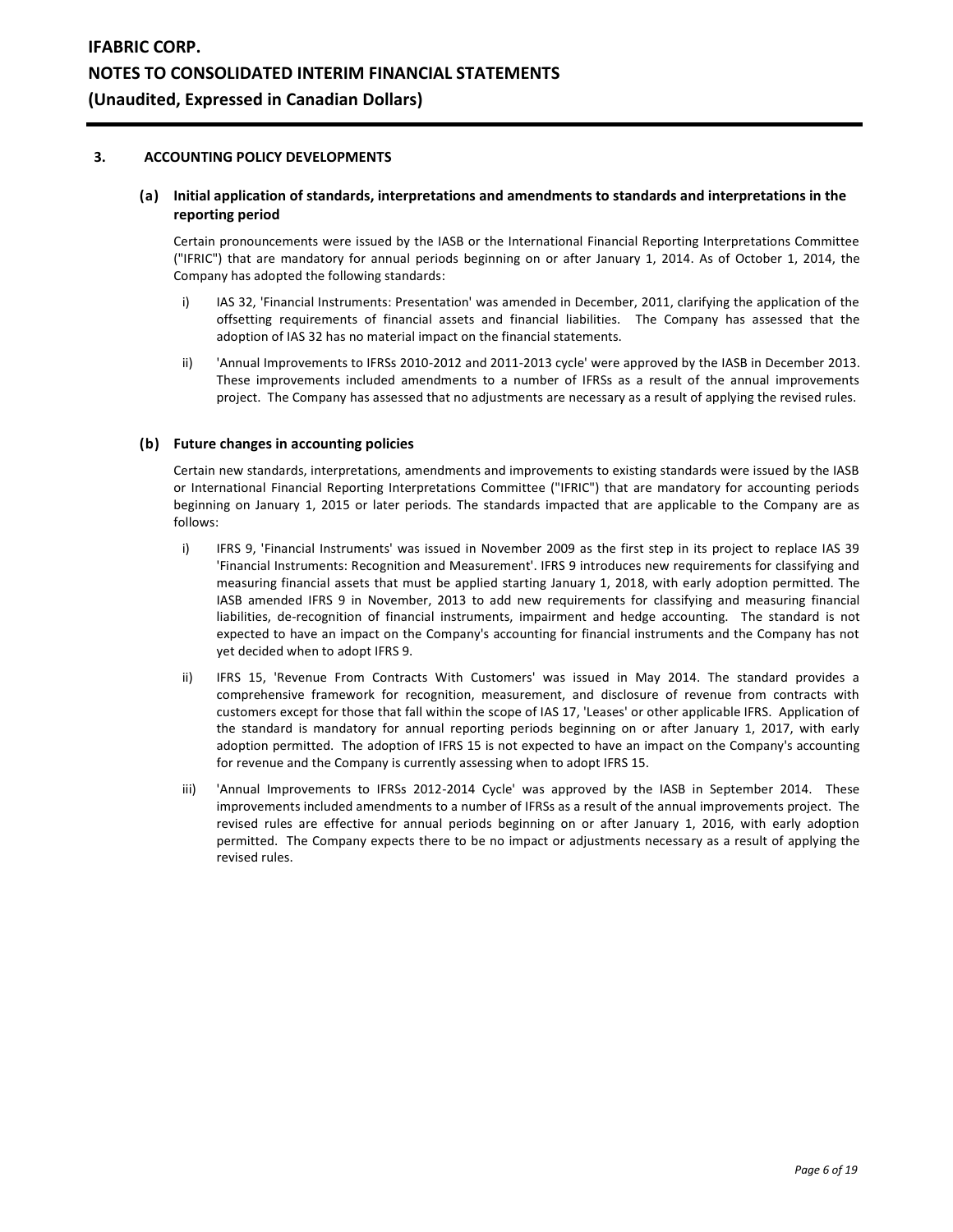## 3. ACCOUNTING POLICY DEVELOPMENTS

### (a) Initial application of standards, interpretations and amendments to standards and interpretations in the reporting period

Certain pronouncements were issued by the IASB or the International Financial Reporting Interpretations Committee ("IFRIC") that are mandatory for annual periods beginning on or after January 1, 2014. As of October 1, 2014, the Company has adopted the following standards:

i) IAS 32, 'Financial Instruments: Presentation' was amended in December, 2011, clarifying the application of the offsetting requirements of financial assets and financial liabilities. The Company has assessed that the adoption of IAS 32 has no material impact on the financial statements.

ii) 'Annual Improvements to IFRSs 2010-2012 and 2011-2013 cycle' were approved by the IASB in December 2013. These improvements included amendments to a number of IFRSs as a result of the annual improvements project. The Company has assessed that no adjustments are necessary as a result of applying the revised rules.

### (b) Future changes in accounting policies

Certain new standards, interpretations, amendments and improvements to existing standards were issued by the IASB or International Financial Reporting Interpretations Committee ("IFRIC") that are mandatory for accounting periods beginning on January 1, 2015 or later periods. The standards impacted that are applicable to the Company are as follows:

i) IFRS 9, 'Financial Instruments' was issued in November 2009 as the first step in its project to replace IAS 39 'Financial Instruments: Recognition and Measurement'. IFRS 9 introduces new requirements for classifying and measuring financial assets that must be applied starting January 1, 2018, with early adoption permitted. The IASB amended IFRS 9 in November, 2013 to add new requirements for classifying and measuring financial liabilities, de-recognition of financial instruments, impairment and hedge accounting. The standard is not expected to have an impact on the Company's accounting for financial instruments and the Company has not yet decided when to adopt IFRS 9.

ii) IFRS 15, 'Revenue From Contracts With Customers' was issued in May 2014. The standard provides a comprehensive framework for recognition, measurement, and disclosure of revenue from contracts with customers except for those that fall within the scope of IAS 17, 'Leases' or other applicable IFRS. Application of the standard is mandatory for annual reporting periods beginning on or after January 1, 2017, with early adoption permitted. The adoption of IFRS 15 is not expected to have an impact on the Company's accounting for revenue and the Company is currently assessing when to adopt IFRS 15.

iii) 'Annual Improvements to IFRSs 2012-2014 Cycle' was approved by the IASB in September 2014. These improvements included amendments to a number of IFRSs as a result of the annual improvements project. The revised rules are effective for annual periods beginning on or after January 1, 2016, with early adoption permitted. The Company expects there to be no impact or adjustments necessary as a result of applying the revised rules.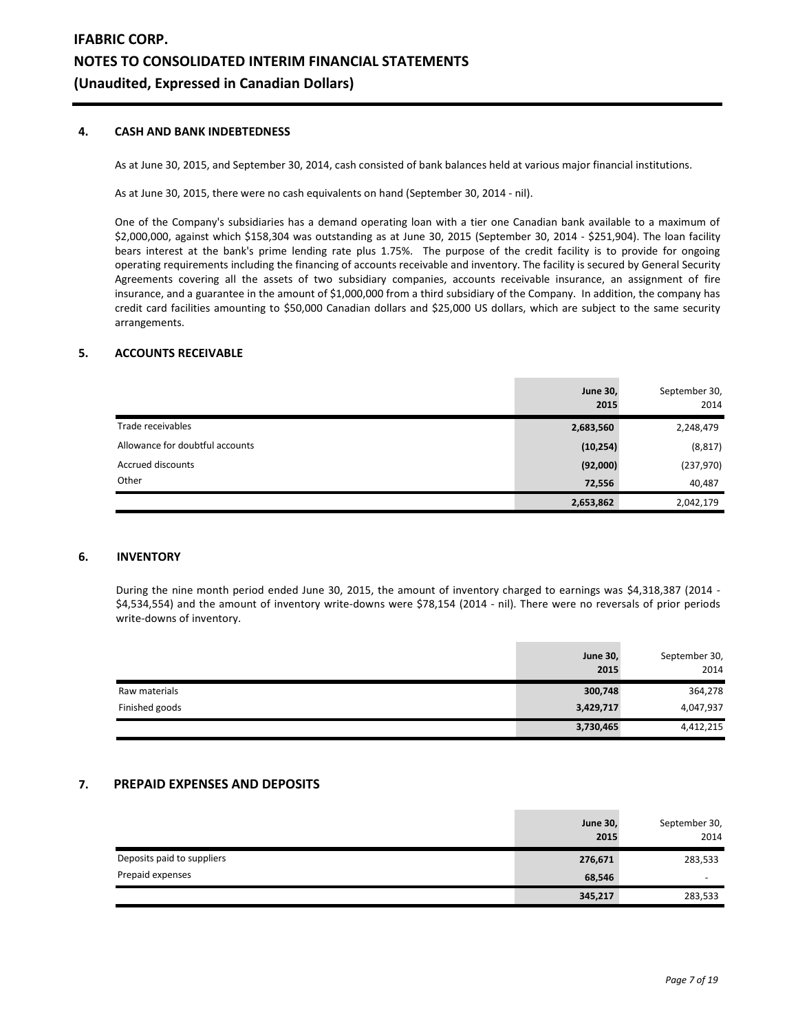# IFABRIC CORP.
# NOTES TO CONSOLIDATED INTERIM FINANCIAL STATEMENTS
# (Unaudited, Expressed in Canadian Dollars)

## 4. CASH AND BANK INDEBTEDNESS

As at June 30, 2015, and September 30, 2014, cash consisted of bank balances held at various major financial institutions.

As at June 30, 2015, there were no cash equivalents on hand (September 30, 2014 - nil).

One of the Company's subsidiaries has a demand operating loan with a tier one Canadian bank available to a maximum of $2,000,000, against which $158,304 was outstanding as at June 30, 2015 (September 30, 2014 - $251,904). The loan facility bears interest at the bank's prime lending rate plus 1.75%. The purpose of the credit facility is to provide for ongoing operating requirements including the financing of accounts receivable and inventory. The facility is secured by General Security Agreements covering all the assets of two subsidiary companies, accounts receivable insurance, an assignment of fire insurance, and a guarantee in the amount of $1,000,000 from a third subsidiary of the Company. In addition, the company has credit card facilities amounting to $50,000 Canadian dollars and $25,000 US dollars, which are subject to the same security arrangements.

## 5. ACCOUNTS RECEIVABLE

| | **June 30, 2015** | September 30, 2014 |
|---|---|---|
| Trade receivables | **2,683,560** | 2,248,479 |
| Allowance for doubtful accounts | **(10,254)** | (8,817) |
| Accrued discounts | **(92,000)** | (237,970) |
| Other | **72,556** | 40,487 |
| | **2,653,862** | 2,042,179 |

## 6. INVENTORY

During the nine month period ended June 30, 2015, the amount of inventory charged to earnings was $4,318,387 (2014 - $4,534,554) and the amount of inventory write-downs were $78,154 (2014 - nil). There were no reversals of prior periods write-downs of inventory.

| | **June 30, 2015** | September 30, 2014 |
|---|---|---|
| Raw materials | **300,748** | 364,278 |
| Finished goods | **3,429,717** | 4,047,937 |
| | **3,730,465** | 4,412,215 |

## 7. PREPAID EXPENSES AND DEPOSITS

| | **June 30, 2015** | September 30, 2014 |
|---|---|---|
| Deposits paid to suppliers | **276,671** | 283,533 |
| Prepaid expenses | **68,546** | - |
| | **345,217** | 283,533 |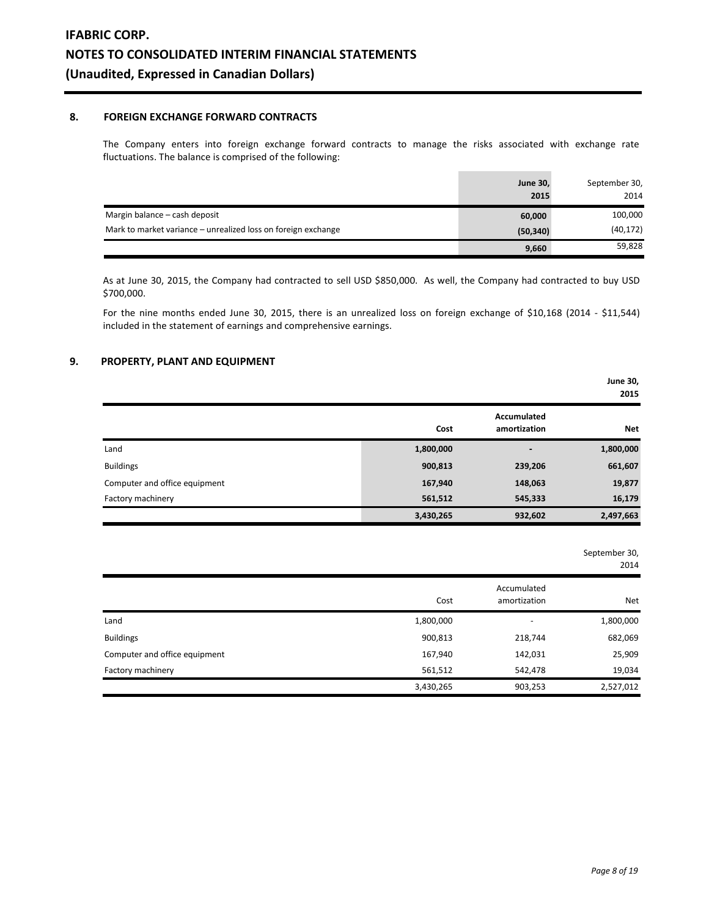## 8. FOREIGN EXCHANGE FORWARD CONTRACTS

The Company enters into foreign exchange forward contracts to manage the risks associated with exchange rate fluctuations. The balance is comprised of the following:

| | **June 30, 2015** | September 30, 2014 |
|---|---|---|
| Margin balance – cash deposit | **60,000** | 100,000 |
| Mark to market variance – unrealized loss on foreign exchange | **(50,340)** | (40,172) |
| | **9,660** | 59,828 |

As at June 30, 2015, the Company had contracted to sell USD $850,000. As well, the Company had contracted to buy USD $700,000.

For the nine months ended June 30, 2015, there is an unrealized loss on foreign exchange of $10,168 (2014 - $11,544) included in the statement of earnings and comprehensive earnings.

## 9. PROPERTY, PLANT AND EQUIPMENT

**June 30, 2015**

| | **Cost** | **Accumulated amortization** | **Net** |
|---|---|---|---|
| Land | **1,800,000** | **-** | **1,800,000** |
| Buildings | **900,813** | **239,206** | **661,607** |
| Computer and office equipment | **167,940** | **148,063** | **19,877** |
| Factory machinery | **561,512** | **545,333** | **16,179** |
| | **3,430,265** | **932,602** | **2,497,663** |

September 30, 2014

| | Cost | Accumulated amortization | Net |
|---|---|---|---|
| Land | 1,800,000 | - | 1,800,000 |
| Buildings | 900,813 | 218,744 | 682,069 |
| Computer and office equipment | 167,940 | 142,031 | 25,909 |
| Factory machinery | 561,512 | 542,478 | 19,034 |
| | 3,430,265 | 903,253 | 2,527,012 |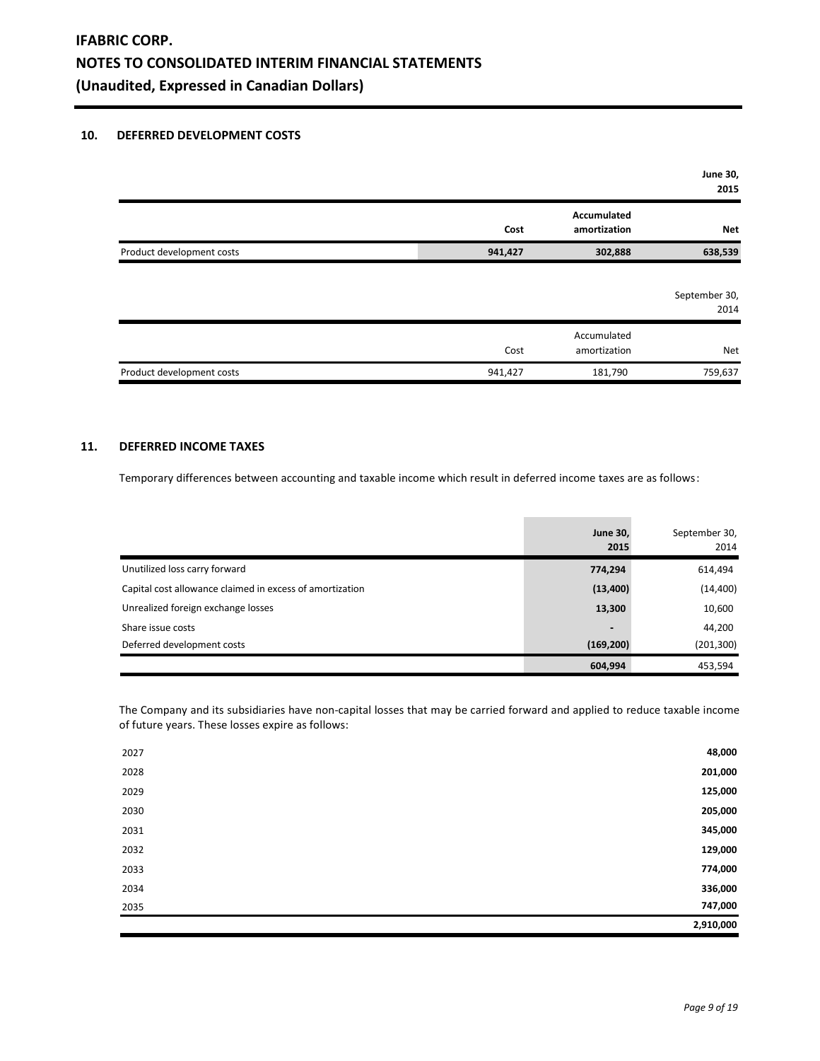## 10. DEFERRED DEVELOPMENT COSTS

| | | | **June 30, 2015** |
|---|---|---|---|
| | **Cost** | **Accumulated amortization** | **Net** |
| Product development costs | **941,427** | **302,888** | **638,539** |

| | | | September 30, 2014 |
|---|---|---|---|
| | Cost | Accumulated amortization | Net |
| Product development costs | 941,427 | 181,790 | 759,637 |

## 11. DEFERRED INCOME TAXES

Temporary differences between accounting and taxable income which result in deferred income taxes are as follows:

| | **June 30, 2015** | September 30, 2014 |
|---|---|---|
| Unutilized loss carry forward | **774,294** | 614,494 |
| Capital cost allowance claimed in excess of amortization | **(13,400)** | (14,400) |
| Unrealized foreign exchange losses | **13,300** | 10,600 |
| Share issue costs | **-** | 44,200 |
| Deferred development costs | **(169,200)** | (201,300) |
| | **604,994** | 453,594 |

The Company and its subsidiaries have non-capital losses that may be carried forward and applied to reduce taxable income of future years. These losses expire as follows:

| | |
|---|---|
| 2027 | **48,000** |
| 2028 | **201,000** |
| 2029 | **125,000** |
| 2030 | **205,000** |
| 2031 | **345,000** |
| 2032 | **129,000** |
| 2033 | **774,000** |
| 2034 | **336,000** |
| 2035 | **747,000** |
| | **2,910,000** |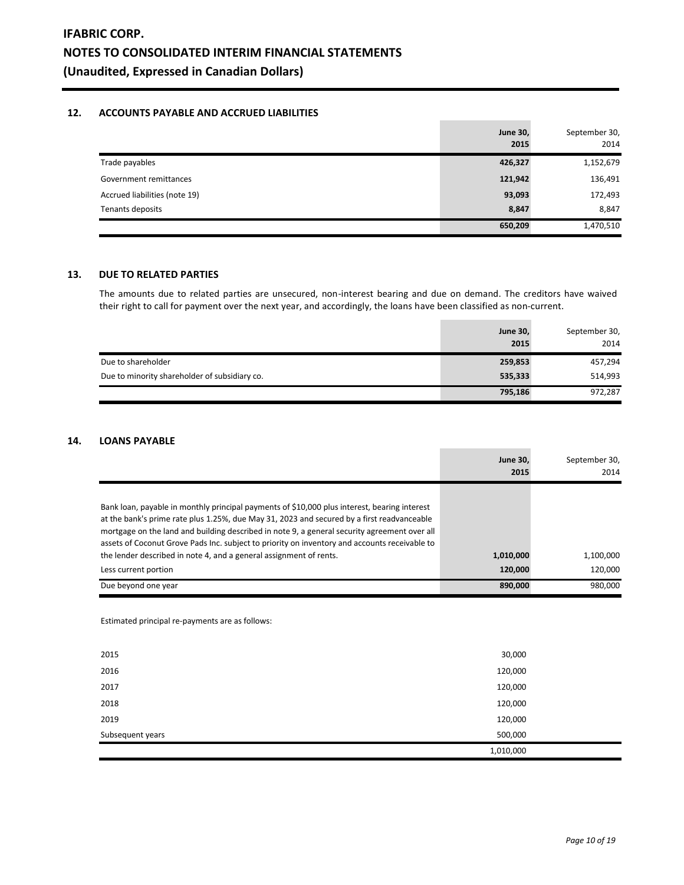## 12. ACCOUNTS PAYABLE AND ACCRUED LIABILITIES

| | June 30, 2015 | September 30, 2014 |
|---|---|---|
| Trade payables | 426,327 | 1,152,679 |
| Government remittances | 121,942 | 136,491 |
| Accrued liabilities (note 19) | 93,093 | 172,493 |
| Tenants deposits | 8,847 | 8,847 |
| | 650,209 | 1,470,510 |

## 13. DUE TO RELATED PARTIES

The amounts due to related parties are unsecured, non-interest bearing and due on demand. The creditors have waived their right to call for payment over the next year, and accordingly, the loans have been classified as non-current.

| | June 30, 2015 | September 30, 2014 |
|---|---|---|
| Due to shareholder | 259,853 | 457,294 |
| Due to minority shareholder of subsidiary co. | 535,333 | 514,993 |
| | 795,186 | 972,287 |

## 14. LOANS PAYABLE

| | June 30, 2015 | September 30, 2014 |
|---|---|---|
| Bank loan, payable in monthly principal payments of $10,000 plus interest, bearing interest at the bank's prime rate plus 1.25%, due May 31, 2023 and secured by a first readvanceable mortgage on the land and building described in note 9, a general security agreement over all assets of Coconut Grove Pads Inc. subject to priority on inventory and accounts receivable to the lender described in note 4, and a general assignment of rents. | 1,010,000 | 1,100,000 |
| Less current portion | 120,000 | 120,000 |
| Due beyond one year | 890,000 | 980,000 |

Estimated principal re-payments are as follows:

| | |
|---|---|
| 2015 | 30,000 |
| 2016 | 120,000 |
| 2017 | 120,000 |
| 2018 | 120,000 |
| 2019 | 120,000 |
| Subsequent years | 500,000 |
| | 1,010,000 |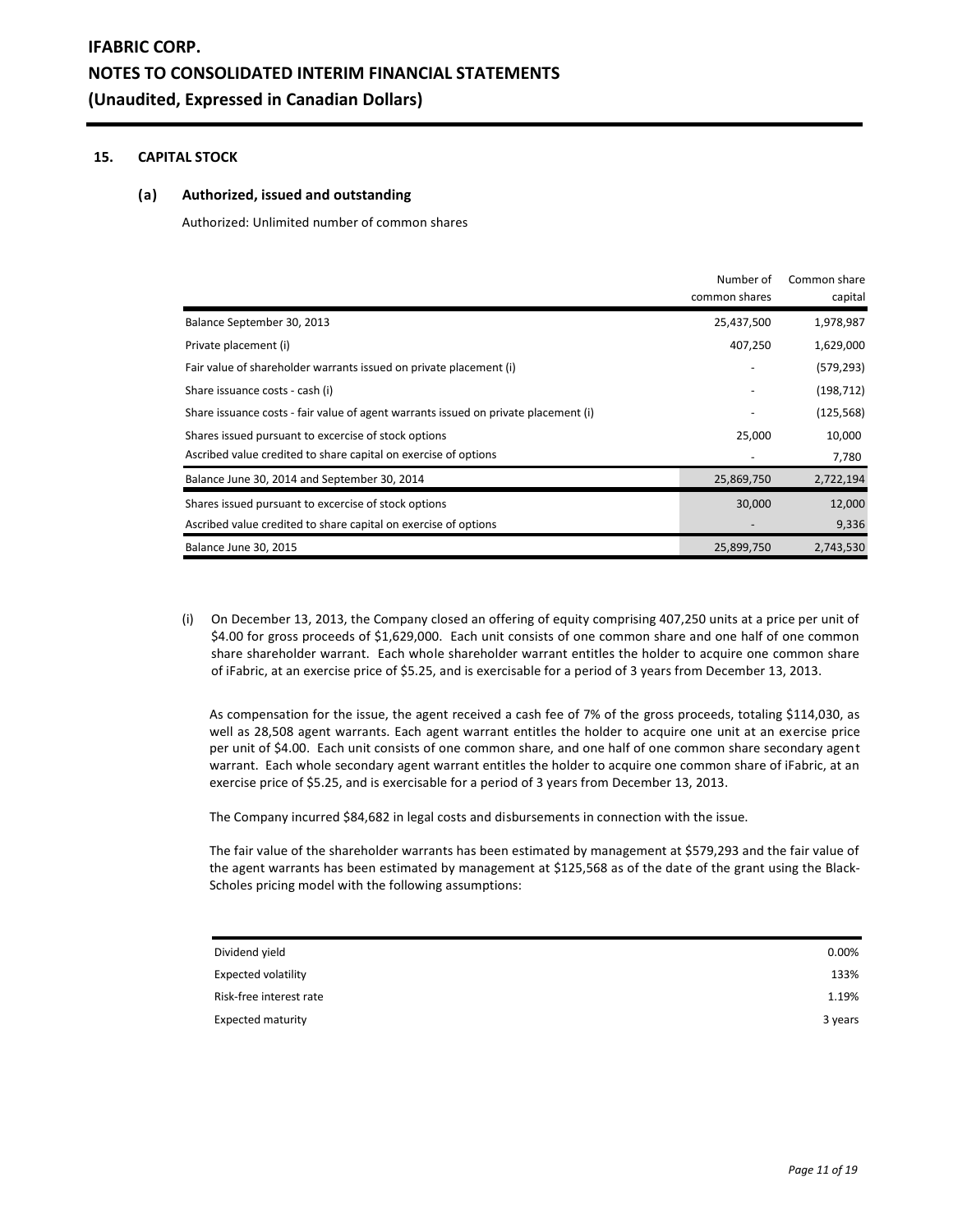# IFABRIC CORP.

# NOTES TO CONSOLIDATED INTERIM FINANCIAL STATEMENTS

# (Unaudited, Expressed in Canadian Dollars)

## 15. CAPITAL STOCK

### (a) Authorized, issued and outstanding

Authorized: Unlimited number of common shares

| | Number of common shares | Common share capital |
|---|---|---|
| Balance September 30, 2013 | 25,437,500 | 1,978,987 |
| Private placement (i) | 407,250 | 1,629,000 |
| Fair value of shareholder warrants issued on private placement (i) | - | (579,293) |
| Share issuance costs - cash (i) | - | (198,712) |
| Share issuance costs - fair value of agent warrants issued on private placement (i) | - | (125,568) |
| Shares issued pursuant to excercise of stock options | 25,000 | 10,000 |
| Ascribed value credited to share capital on exercise of options | - | 7,780 |
| Balance June 30, 2014 and September 30, 2014 | 25,869,750 | 2,722,194 |
| Shares issued pursuant to excercise of stock options | 30,000 | 12,000 |
| Ascribed value credited to share capital on exercise of options | - | 9,336 |
| Balance June 30, 2015 | 25,899,750 | 2,743,530 |

(i) On December 13, 2013, the Company closed an offering of equity comprising 407,250 units at a price per unit of $4.00 for gross proceeds of $1,629,000. Each unit consists of one common share and one half of one common share shareholder warrant. Each whole shareholder warrant entitles the holder to acquire one common share of iFabric, at an exercise price of $5.25, and is exercisable for a period of 3 years from December 13, 2013.

As compensation for the issue, the agent received a cash fee of 7% of the gross proceeds, totaling $114,030, as well as 28,508 agent warrants. Each agent warrant entitles the holder to acquire one unit at an exercise price per unit of $4.00. Each unit consists of one common share, and one half of one common share secondary agent warrant. Each whole secondary agent warrant entitles the holder to acquire one common share of iFabric, at an exercise price of $5.25, and is exercisable for a period of 3 years from December 13, 2013.

The Company incurred $84,682 in legal costs and disbursements in connection with the issue.

The fair value of the shareholder warrants has been estimated by management at $579,293 and the fair value of the agent warrants has been estimated by management at $125,568 as of the date of the grant using the Black-Scholes pricing model with the following assumptions:

| | |
|---|---|
| Dividend yield | 0.00% |
| Expected volatility | 133% |
| Risk-free interest rate | 1.19% |
| Expected maturity | 3 years |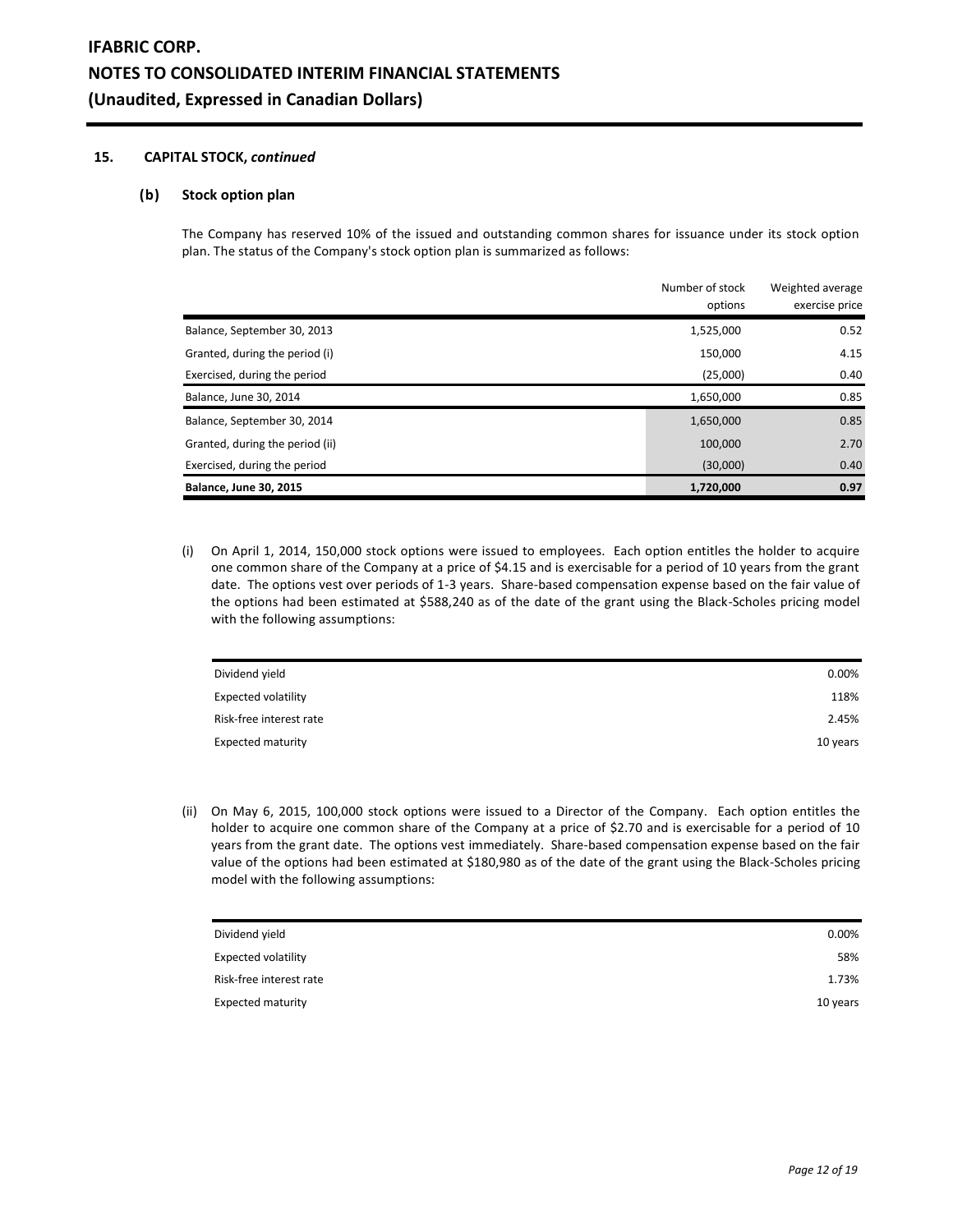## 15. CAPITAL STOCK, *continued*

### (b) Stock option plan

The Company has reserved 10% of the issued and outstanding common shares for issuance under its stock option plan. The status of the Company's stock option plan is summarized as follows:

| | Number of stock options | Weighted average exercise price |
|---|---|---|
| Balance, September 30, 2013 | 1,525,000 | 0.52 |
| Granted, during the period (i) | 150,000 | 4.15 |
| Exercised, during the period | (25,000) | 0.40 |
| Balance, June 30, 2014 | 1,650,000 | 0.85 |
| Balance, September 30, 2014 | 1,650,000 | 0.85 |
| Granted, during the period (ii) | 100,000 | 2.70 |
| Exercised, during the period | (30,000) | 0.40 |
| **Balance, June 30, 2015** | **1,720,000** | **0.97** |

(i) On April 1, 2014, 150,000 stock options were issued to employees. Each option entitles the holder to acquire one common share of the Company at a price of $4.15 and is exercisable for a period of 10 years from the grant date. The options vest over periods of 1-3 years. Share-based compensation expense based on the fair value of the options had been estimated at $588,240 as of the date of the grant using the Black-Scholes pricing model with the following assumptions:

| | |
|---|---|
| Dividend yield | 0.00% |
| Expected volatility | 118% |
| Risk-free interest rate | 2.45% |
| Expected maturity | 10 years |

(ii) On May 6, 2015, 100,000 stock options were issued to a Director of the Company. Each option entitles the holder to acquire one common share of the Company at a price of $2.70 and is exercisable for a period of 10 years from the grant date. The options vest immediately. Share-based compensation expense based on the fair value of the options had been estimated at $180,980 as of the date of the grant using the Black-Scholes pricing model with the following assumptions:

| | |
|---|---|
| Dividend yield | 0.00% |
| Expected volatility | 58% |
| Risk-free interest rate | 1.73% |
| Expected maturity | 10 years |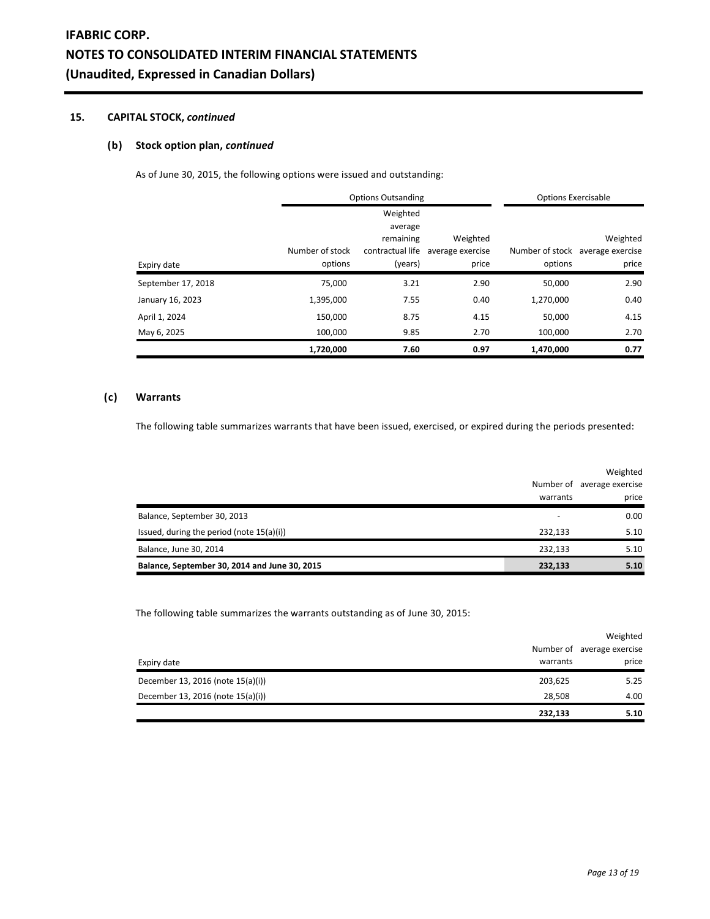## 15. CAPITAL STOCK, *continued*

### (b) Stock option plan, *continued*

As of June 30, 2015, the following options were issued and outstanding:

| | Options Outsanding | | | Options Exercisable | |
|---|---|---|---|---|---|
| Expiry date | Number of stock options | Weighted average remaining contractual life (years) | Weighted average exercise price | Number of stock options | Weighted average exercise price |
| September 17, 2018 | 75,000 | 3.21 | 2.90 | 50,000 | 2.90 |
| January 16, 2023 | 1,395,000 | 7.55 | 0.40 | 1,270,000 | 0.40 |
| April 1, 2024 | 150,000 | 8.75 | 4.15 | 50,000 | 4.15 |
| May 6, 2025 | 100,000 | 9.85 | 2.70 | 100,000 | 2.70 |
| | **1,720,000** | **7.60** | **0.97** | **1,470,000** | **0.77** |

### (c) Warrants

The following table summarizes warrants that have been issued, exercised, or expired during the periods presented:

| | Number of warrants | Weighted average exercise price |
|---|---|---|
| Balance, September 30, 2013 | - | 0.00 |
| Issued, during the period (note 15(a)(i)) | 232,133 | 5.10 |
| Balance, June 30, 2014 | 232,133 | 5.10 |
| **Balance, September 30, 2014 and June 30, 2015** | **232,133** | **5.10** |

The following table summarizes the warrants outstanding as of June 30, 2015:

| Expiry date | Number of warrants | Weighted average exercise price |
|---|---|---|
| December 13, 2016 (note 15(a)(i)) | 203,625 | 5.25 |
| December 13, 2016 (note 15(a)(i)) | 28,508 | 4.00 |
| | **232,133** | **5.10** |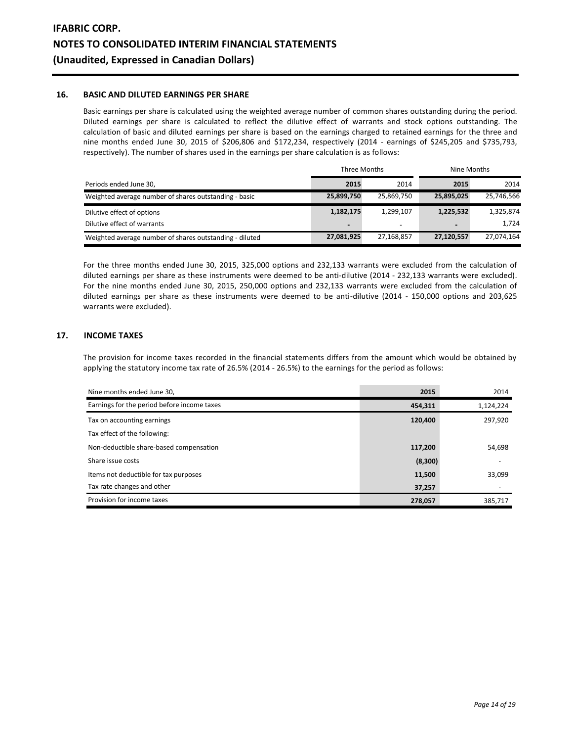## 16. BASIC AND DILUTED EARNINGS PER SHARE

Basic earnings per share is calculated using the weighted average number of common shares outstanding during the period. Diluted earnings per share is calculated to reflect the dilutive effect of warrants and stock options outstanding. The calculation of basic and diluted earnings per share is based on the earnings charged to retained earnings for the three and nine months ended June 30, 2015 of $206,806 and $172,234, respectively (2014 - earnings of $245,205 and $735,793, respectively). The number of shares used in the earnings per share calculation is as follows:

| | Three Months | | Nine Months | |
|---|---|---|---|---|
| Periods ended June 30, | **2015** | 2014 | **2015** | 2014 |
| Weighted average number of shares outstanding - basic | **25,899,750** | 25,869,750 | **25,895,025** | 25,746,566 |
| Dilutive effect of options | **1,182,175** | 1,299,107 | **1,225,532** | 1,325,874 |
| Dilutive effect of warrants | **-** | - | **-** | 1,724 |
| Weighted average number of shares outstanding - diluted | **27,081,925** | 27,168,857 | **27,120,557** | 27,074,164 |

For the three months ended June 30, 2015, 325,000 options and 232,133 warrants were excluded from the calculation of diluted earnings per share as these instruments were deemed to be anti-dilutive (2014 - 232,133 warrants were excluded). For the nine months ended June 30, 2015, 250,000 options and 232,133 warrants were excluded from the calculation of diluted earnings per share as these instruments were deemed to be anti-dilutive (2014 - 150,000 options and 203,625 warrants were excluded).

## 17. INCOME TAXES

The provision for income taxes recorded in the financial statements differs from the amount which would be obtained by applying the statutory income tax rate of 26.5% (2014 - 26.5%) to the earnings for the period as follows:

| Nine months ended June 30, | **2015** | 2014 |
|---|---|---|
| Earnings for the period before income taxes | **454,311** | 1,124,224 |
| Tax on accounting earnings | **120,400** | 297,920 |
| Tax effect of the following: | | |
| Non-deductible share-based compensation | **117,200** | 54,698 |
| Share issue costs | **(8,300)** | - |
| Items not deductible for tax purposes | **11,500** | 33,099 |
| Tax rate changes and other | **37,257** | - |
| Provision for income taxes | **278,057** | 385,717 |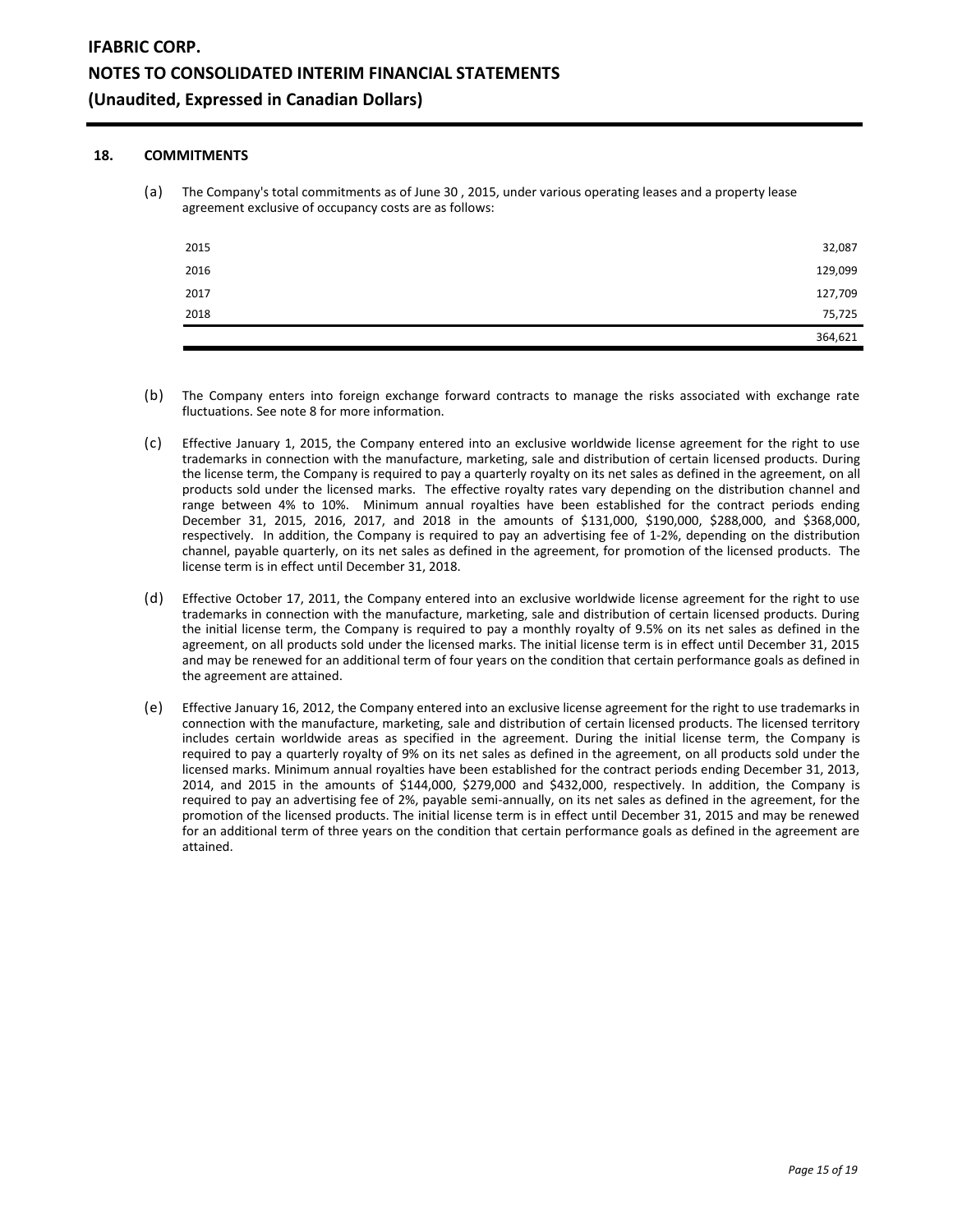## 18. COMMITMENTS

(a) The Company's total commitments as of June 30 , 2015, under various operating leases and a property lease agreement exclusive of occupancy costs are as follows:

| | |
|---|---|
| 2015 | 32,087 |
| 2016 | 129,099 |
| 2017 | 127,709 |
| 2018 | 75,725 |
| | 364,621 |

(b) The Company enters into foreign exchange forward contracts to manage the risks associated with exchange rate fluctuations. See note 8 for more information.

(c) Effective January 1, 2015, the Company entered into an exclusive worldwide license agreement for the right to use trademarks in connection with the manufacture, marketing, sale and distribution of certain licensed products. During the license term, the Company is required to pay a quarterly royalty on its net sales as defined in the agreement, on all products sold under the licensed marks. The effective royalty rates vary depending on the distribution channel and range between 4% to 10%. Minimum annual royalties have been established for the contract periods ending December 31, 2015, 2016, 2017, and 2018 in the amounts of $131,000, $190,000, $288,000, and $368,000, respectively. In addition, the Company is required to pay an advertising fee of 1-2%, depending on the distribution channel, payable quarterly, on its net sales as defined in the agreement, for promotion of the licensed products. The license term is in effect until December 31, 2018.

(d) Effective October 17, 2011, the Company entered into an exclusive worldwide license agreement for the right to use trademarks in connection with the manufacture, marketing, sale and distribution of certain licensed products. During the initial license term, the Company is required to pay a monthly royalty of 9.5% on its net sales as defined in the agreement, on all products sold under the licensed marks. The initial license term is in effect until December 31, 2015 and may be renewed for an additional term of four years on the condition that certain performance goals as defined in the agreement are attained.

(e) Effective January 16, 2012, the Company entered into an exclusive license agreement for the right to use trademarks in connection with the manufacture, marketing, sale and distribution of certain licensed products. The licensed territory includes certain worldwide areas as specified in the agreement. During the initial license term, the Company is required to pay a quarterly royalty of 9% on its net sales as defined in the agreement, on all products sold under the licensed marks. Minimum annual royalties have been established for the contract periods ending December 31, 2013, 2014, and 2015 in the amounts of $144,000, $279,000 and $432,000, respectively. In addition, the Company is required to pay an advertising fee of 2%, payable semi-annually, on its net sales as defined in the agreement, for the promotion of the licensed products. The initial license term is in effect until December 31, 2015 and may be renewed for an additional term of three years on the condition that certain performance goals as defined in the agreement are attained.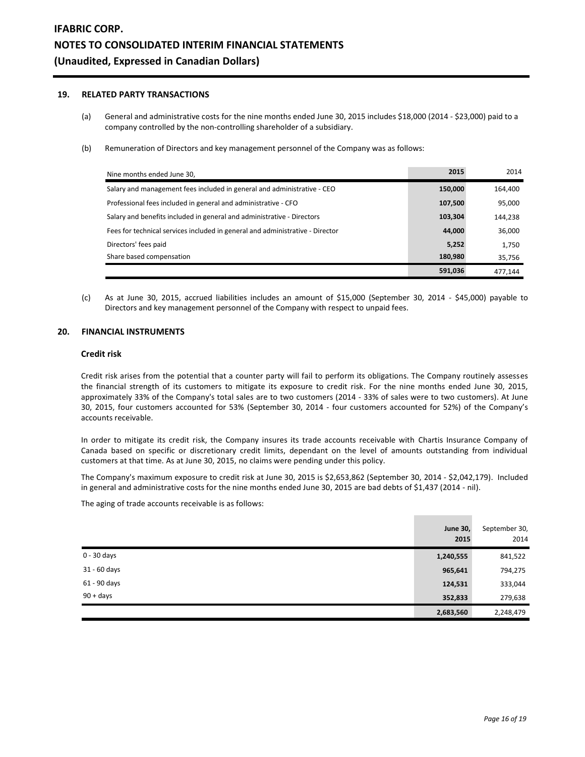## 19. RELATED PARTY TRANSACTIONS

(a) General and administrative costs for the nine months ended June 30, 2015 includes $18,000 (2014 - $23,000) paid to a company controlled by the non-controlling shareholder of a subsidiary.

(b) Remuneration of Directors and key management personnel of the Company was as follows:

| Nine months ended June 30, | 2015 | 2014 |
|---|---|---|
| Salary and management fees included in general and administrative - CEO | 150,000 | 164,400 |
| Professional fees included in general and administrative - CFO | 107,500 | 95,000 |
| Salary and benefits included in general and administrative - Directors | 103,304 | 144,238 |
| Fees for technical services included in general and administrative - Director | 44,000 | 36,000 |
| Directors' fees paid | 5,252 | 1,750 |
| Share based compensation | 180,980 | 35,756 |
| | 591,036 | 477,144 |

(c) As at June 30, 2015, accrued liabilities includes an amount of $15,000 (September 30, 2014 - $45,000) payable to Directors and key management personnel of the Company with respect to unpaid fees.

## 20. FINANCIAL INSTRUMENTS

### Credit risk

Credit risk arises from the potential that a counter party will fail to perform its obligations. The Company routinely assesses the financial strength of its customers to mitigate its exposure to credit risk. For the nine months ended June 30, 2015, approximately 33% of the Company's total sales are to two customers (2014 - 33% of sales were to two customers). At June 30, 2015, four customers accounted for 53% (September 30, 2014 - four customers accounted for 52%) of the Company's accounts receivable.

In order to mitigate its credit risk, the Company insures its trade accounts receivable with Chartis Insurance Company of Canada based on specific or discretionary credit limits, dependant on the level of amounts outstanding from individual customers at that time. As at June 30, 2015, no claims were pending under this policy.

The Company's maximum exposure to credit risk at June 30, 2015 is $2,653,862 (September 30, 2014 - $2,042,179). Included in general and administrative costs for the nine months ended June 30, 2015 are bad debts of $1,437 (2014 - nil).

The aging of trade accounts receivable is as follows:

| | June 30, 2015 | September 30, 2014 |
|---|---|---|
| 0 - 30 days | 1,240,555 | 841,522 |
| 31 - 60 days | 965,641 | 794,275 |
| 61 - 90 days | 124,531 | 333,044 |
| 90 + days | 352,833 | 279,638 |
| | 2,683,560 | 2,248,479 |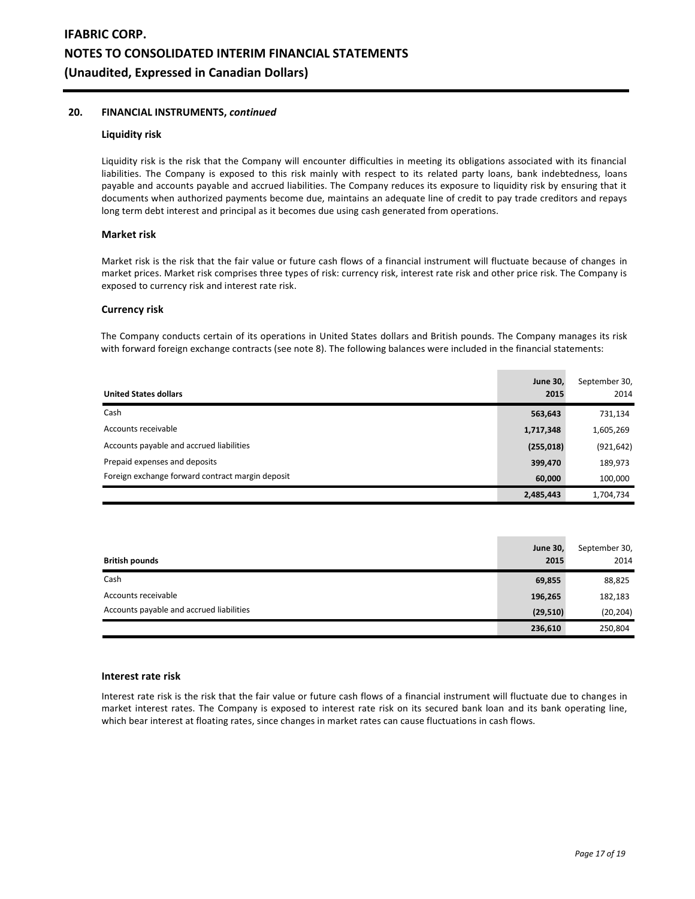## 20. FINANCIAL INSTRUMENTS, *continued*

### Liquidity risk

Liquidity risk is the risk that the Company will encounter difficulties in meeting its obligations associated with its financial liabilities. The Company is exposed to this risk mainly with respect to its related party loans, bank indebtedness, loans payable and accounts payable and accrued liabilities. The Company reduces its exposure to liquidity risk by ensuring that it documents when authorized payments become due, maintains an adequate line of credit to pay trade creditors and repays long term debt interest and principal as it becomes due using cash generated from operations.

### Market risk

Market risk is the risk that the fair value or future cash flows of a financial instrument will fluctuate because of changes in market prices. Market risk comprises three types of risk: currency risk, interest rate risk and other price risk. The Company is exposed to currency risk and interest rate risk.

### Currency risk

The Company conducts certain of its operations in United States dollars and British pounds. The Company manages its risk with forward foreign exchange contracts (see note 8). The following balances were included in the financial statements:

| United States dollars | June 30, 2015 | September 30, 2014 |
|---|---|---|
| Cash | 563,643 | 731,134 |
| Accounts receivable | 1,717,348 | 1,605,269 |
| Accounts payable and accrued liabilities | (255,018) | (921,642) |
| Prepaid expenses and deposits | 399,470 | 189,973 |
| Foreign exchange forward contract margin deposit | 60,000 | 100,000 |
| | 2,485,443 | 1,704,734 |

| British pounds | June 30, 2015 | September 30, 2014 |
|---|---|---|
| Cash | 69,855 | 88,825 |
| Accounts receivable | 196,265 | 182,183 |
| Accounts payable and accrued liabilities | (29,510) | (20,204) |
| | 236,610 | 250,804 |

### Interest rate risk

Interest rate risk is the risk that the fair value or future cash flows of a financial instrument will fluctuate due to changes in market interest rates. The Company is exposed to interest rate risk on its secured bank loan and its bank operating line, which bear interest at floating rates, since changes in market rates can cause fluctuations in cash flows.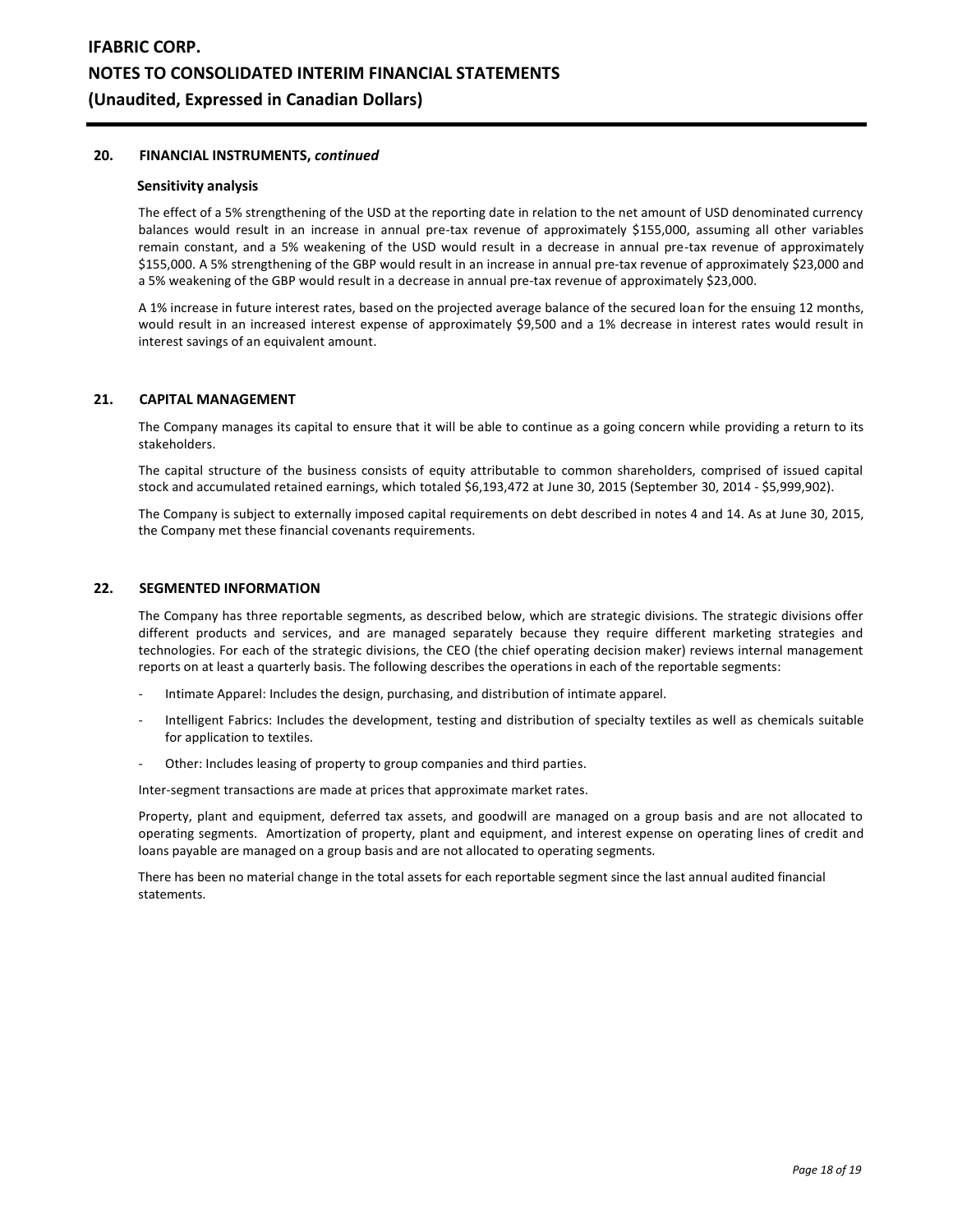## 20. FINANCIAL INSTRUMENTS, *continued*

### Sensitivity analysis

The effect of a 5% strengthening of the USD at the reporting date in relation to the net amount of USD denominated currency balances would result in an increase in annual pre-tax revenue of approximately $155,000, assuming all other variables remain constant, and a 5% weakening of the USD would result in a decrease in annual pre-tax revenue of approximately $155,000. A 5% strengthening of the GBP would result in an increase in annual pre-tax revenue of approximately $23,000 and a 5% weakening of the GBP would result in a decrease in annual pre-tax revenue of approximately $23,000.

A 1% increase in future interest rates, based on the projected average balance of the secured loan for the ensuing 12 months, would result in an increased interest expense of approximately $9,500 and a 1% decrease in interest rates would result in interest savings of an equivalent amount.

## 21. CAPITAL MANAGEMENT

The Company manages its capital to ensure that it will be able to continue as a going concern while providing a return to its stakeholders.

The capital structure of the business consists of equity attributable to common shareholders, comprised of issued capital stock and accumulated retained earnings, which totaled $6,193,472 at June 30, 2015 (September 30, 2014 - $5,999,902).

The Company is subject to externally imposed capital requirements on debt described in notes 4 and 14. As at June 30, 2015, the Company met these financial covenants requirements.

## 22. SEGMENTED INFORMATION

The Company has three reportable segments, as described below, which are strategic divisions. The strategic divisions offer different products and services, and are managed separately because they require different marketing strategies and technologies. For each of the strategic divisions, the CEO (the chief operating decision maker) reviews internal management reports on at least a quarterly basis. The following describes the operations in each of the reportable segments:

- Intimate Apparel: Includes the design, purchasing, and distribution of intimate apparel.
- Intelligent Fabrics: Includes the development, testing and distribution of specialty textiles as well as chemicals suitable for application to textiles.
- Other: Includes leasing of property to group companies and third parties.

Inter-segment transactions are made at prices that approximate market rates.

Property, plant and equipment, deferred tax assets, and goodwill are managed on a group basis and are not allocated to operating segments. Amortization of property, plant and equipment, and interest expense on operating lines of credit and loans payable are managed on a group basis and are not allocated to operating segments.

There has been no material change in the total assets for each reportable segment since the last annual audited financial statements.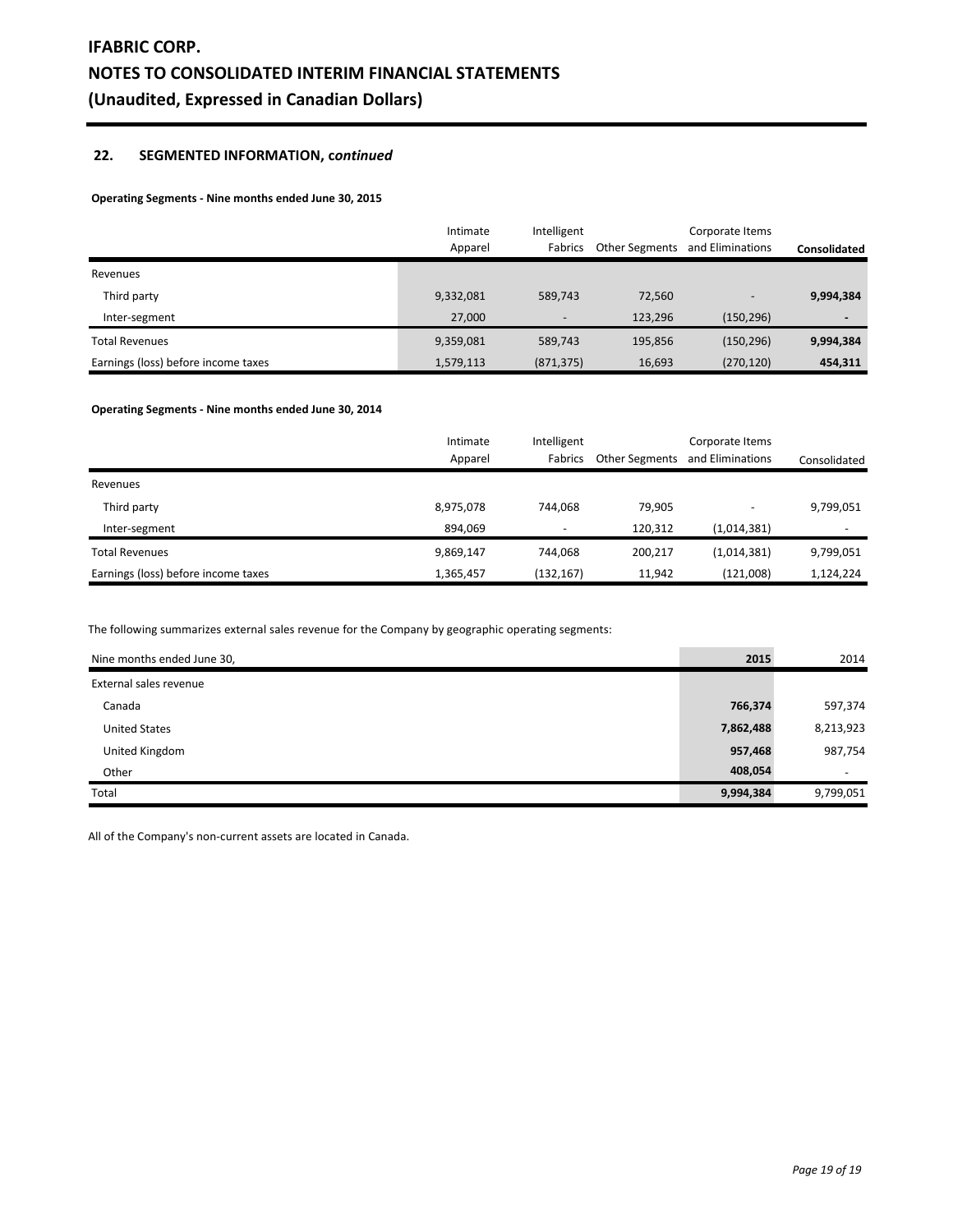## 22. SEGMENTED INFORMATION, *continued*

**Operating Segments - Nine months ended June 30, 2015**

| | Intimate Apparel | Intelligent Fabrics | Other Segments | Corporate Items and Eliminations | **Consolidated** |
|---|---|---|---|---|---|
| Revenues | | | | | |
| Third party | 9,332,081 | 589,743 | 72,560 | - | **9,994,384** |
| Inter-segment | 27,000 | - | 123,296 | (150,296) | **-** |
| Total Revenues | 9,359,081 | 589,743 | 195,856 | (150,296) | **9,994,384** |
| Earnings (loss) before income taxes | 1,579,113 | (871,375) | 16,693 | (270,120) | **454,311** |

**Operating Segments - Nine months ended June 30, 2014**

| | Intimate Apparel | Intelligent Fabrics | Other Segments | Corporate Items and Eliminations | Consolidated |
|---|---|---|---|---|---|
| Revenues | | | | | |
| Third party | 8,975,078 | 744,068 | 79,905 | - | 9,799,051 |
| Inter-segment | 894,069 | - | 120,312 | (1,014,381) | - |
| Total Revenues | 9,869,147 | 744,068 | 200,217 | (1,014,381) | 9,799,051 |
| Earnings (loss) before income taxes | 1,365,457 | (132,167) | 11,942 | (121,008) | 1,124,224 |

The following summarizes external sales revenue for the Company by geographic operating segments:

| Nine months ended June 30, | **2015** | 2014 |
|---|---|---|
| External sales revenue | | |
| Canada | **766,374** | 597,374 |
| United States | **7,862,488** | 8,213,923 |
| United Kingdom | **957,468** | 987,754 |
| Other | **408,054** | - |
| Total | **9,994,384** | 9,799,051 |

All of the Company's non-current assets are located in Canada.